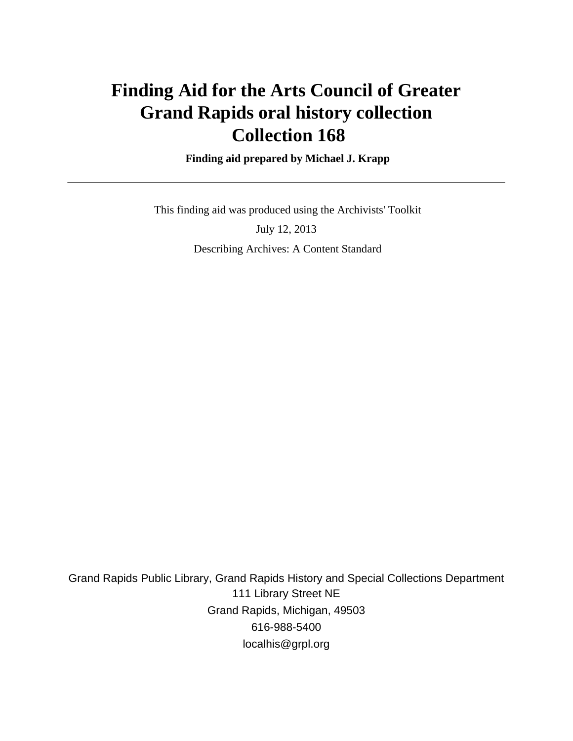# Finding Aid for the Arts Council of Greater Grand Rapids oral history collection Collection 168

**Finding aid prepared by Michael J. Krapp**

---

This finding aid was produced using the Archivists' Toolkit

July 12, 2013

Describing Archives: A Content Standard

Grand Rapids Public Library, Grand Rapids History and Special Collections Department
111 Library Street NE
Grand Rapids, Michigan, 49503
616-988-5400
localhis@grpl.org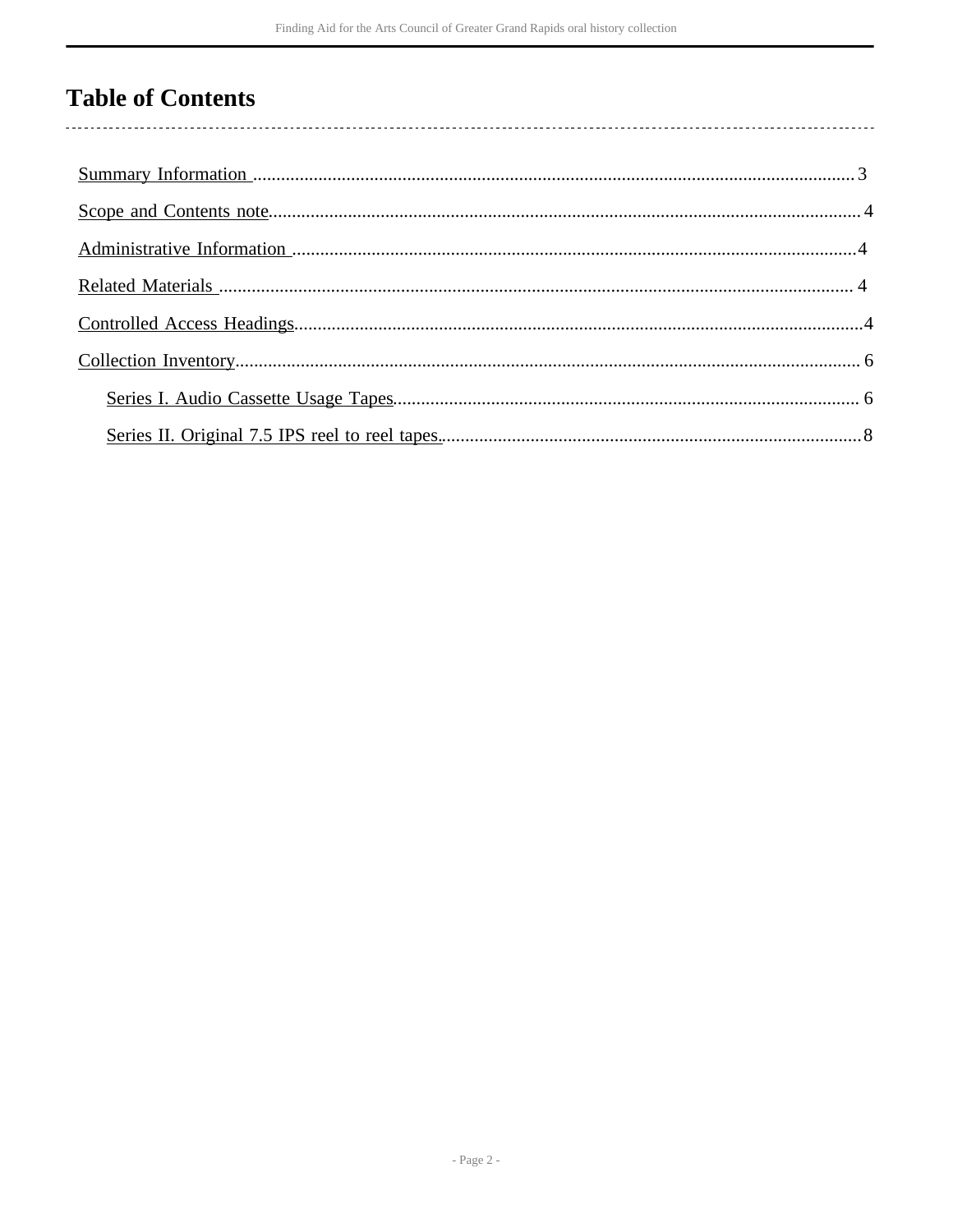# Table of Contents

- Summary Information ... 3
- Scope and Contents note ... 4
- Administrative Information ... 4
- Related Materials ... 4
- Controlled Access Headings ... 4
- Collection Inventory ... 6
  - Series I. Audio Cassette Usage Tapes ... 6
  - Series II. Original 7.5 IPS reel to reel tapes. ... 8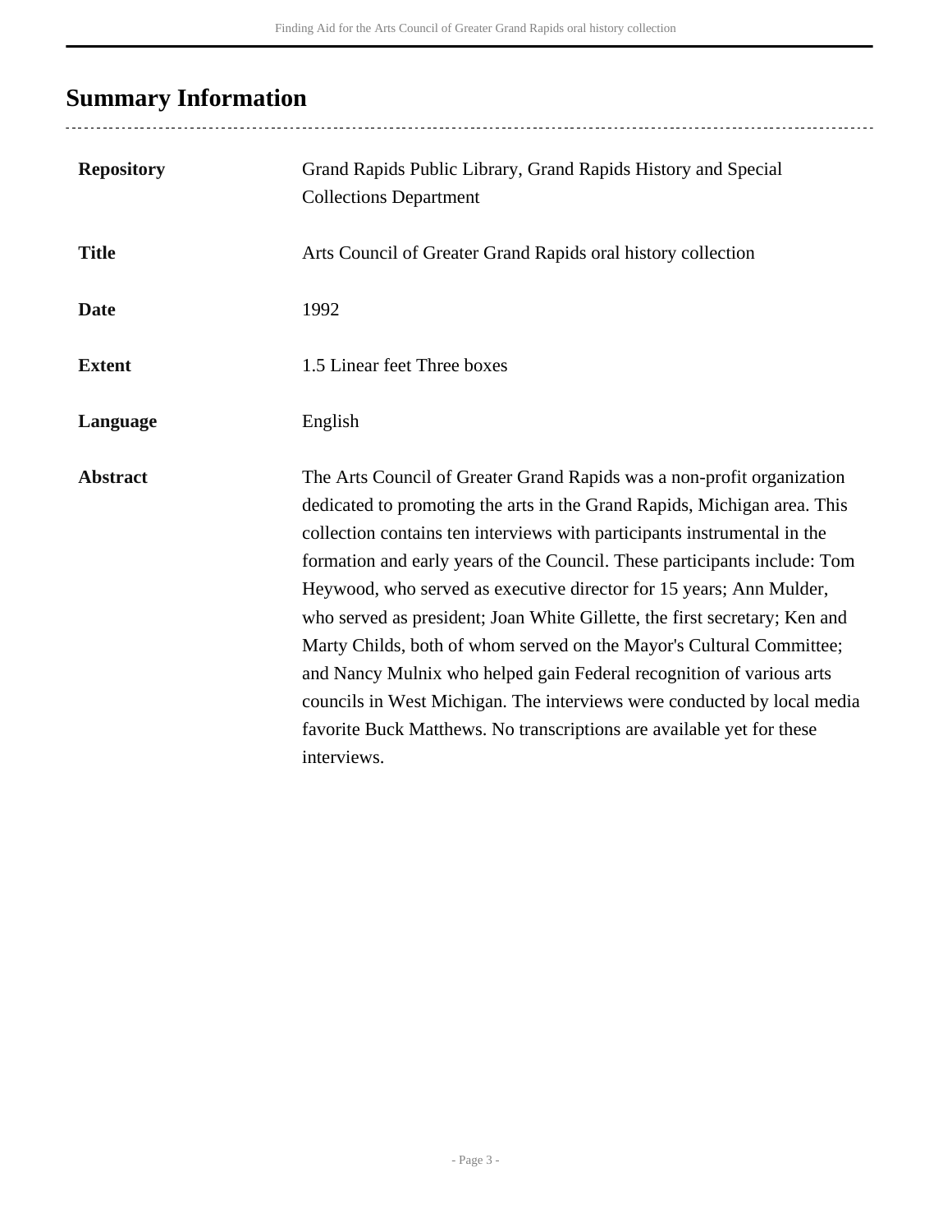## Summary Information

| | |
|---|---|
| **Repository** | Grand Rapids Public Library, Grand Rapids History and Special Collections Department |
| **Title** | Arts Council of Greater Grand Rapids oral history collection |
| **Date** | 1992 |
| **Extent** | 1.5 Linear feet Three boxes |
| **Language** | English |
| **Abstract** | The Arts Council of Greater Grand Rapids was a non-profit organization dedicated to promoting the arts in the Grand Rapids, Michigan area. This collection contains ten interviews with participants instrumental in the formation and early years of the Council. These participants include: Tom Heywood, who served as executive director for 15 years; Ann Mulder, who served as president; Joan White Gillette, the first secretary; Ken and Marty Childs, both of whom served on the Mayor's Cultural Committee; and Nancy Mulnix who helped gain Federal recognition of various arts councils in West Michigan. The interviews were conducted by local media favorite Buck Matthews. No transcriptions are available yet for these interviews. |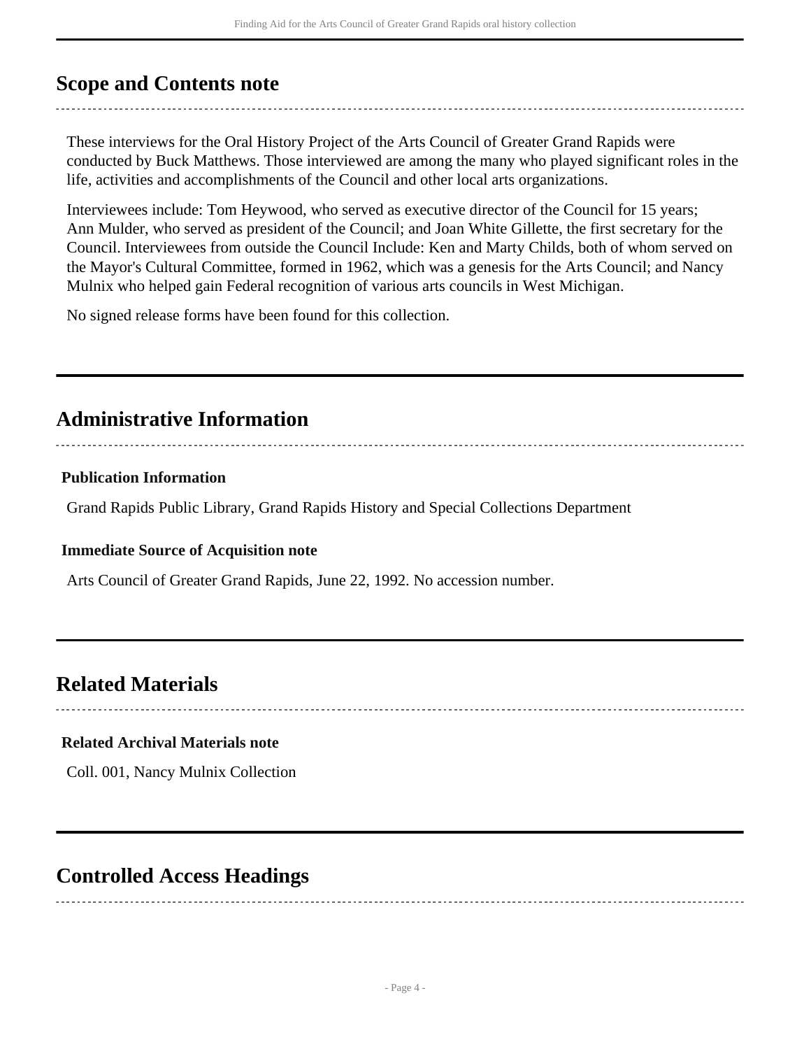## Scope and Contents note

These interviews for the Oral History Project of the Arts Council of Greater Grand Rapids were conducted by Buck Matthews. Those interviewed are among the many who played significant roles in the life, activities and accomplishments of the Council and other local arts organizations.

Interviewees include: Tom Heywood, who served as executive director of the Council for 15 years; Ann Mulder, who served as president of the Council; and Joan White Gillette, the first secretary for the Council. Interviewees from outside the Council Include: Ken and Marty Childs, both of whom served on the Mayor's Cultural Committee, formed in 1962, which was a genesis for the Arts Council; and Nancy Mulnix who helped gain Federal recognition of various arts councils in West Michigan.

No signed release forms have been found for this collection.

## Administrative Information

### Publication Information

Grand Rapids Public Library, Grand Rapids History and Special Collections Department

### Immediate Source of Acquisition note

Arts Council of Greater Grand Rapids, June 22, 1992. No accession number.

## Related Materials

### Related Archival Materials note

Coll. 001, Nancy Mulnix Collection

## Controlled Access Headings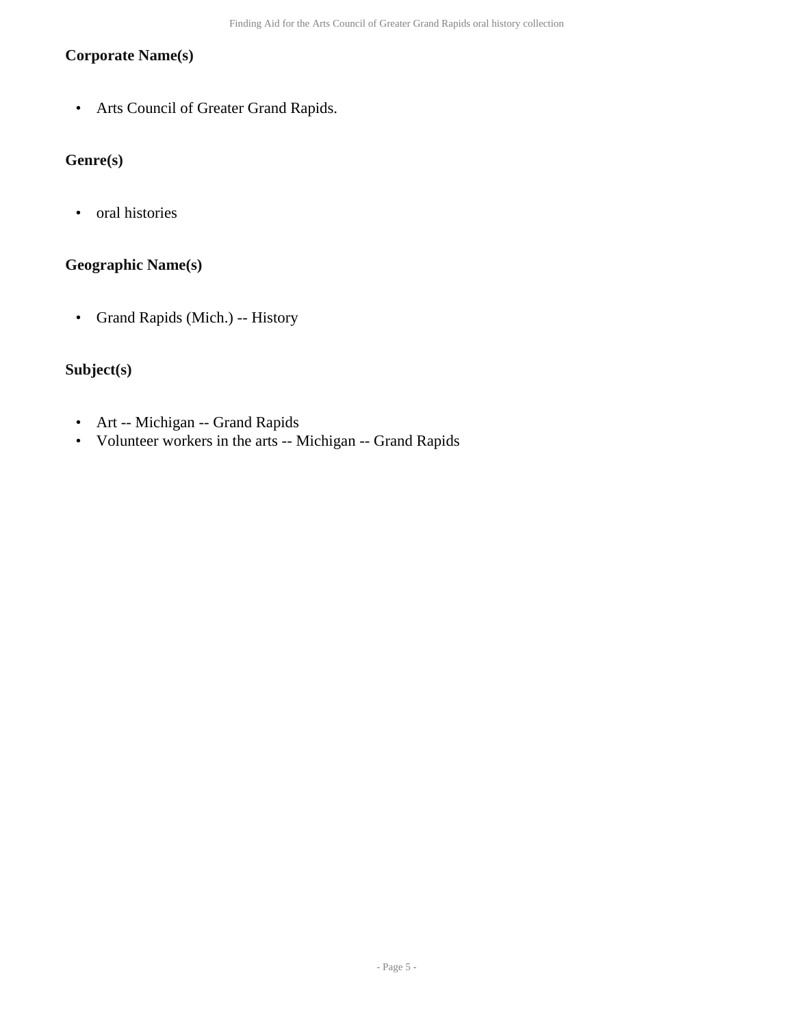### Corporate Name(s)

- Arts Council of Greater Grand Rapids.

### Genre(s)

- oral histories

### Geographic Name(s)

- Grand Rapids (Mich.) -- History

### Subject(s)

- Art -- Michigan -- Grand Rapids
- Volunteer workers in the arts -- Michigan -- Grand Rapids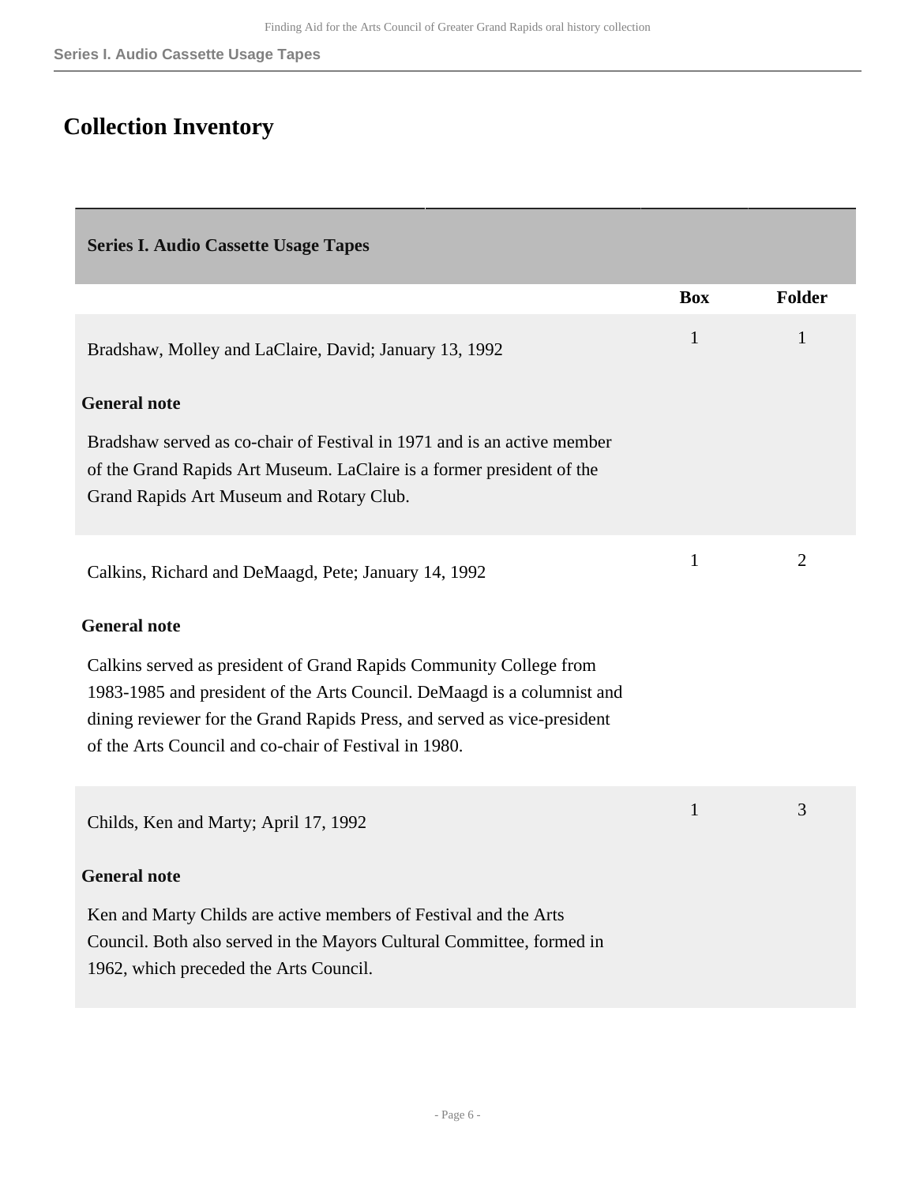# Collection Inventory

| Series I. Audio Cassette Usage Tapes | | |
|---|---|---|
| | **Box** | **Folder** |
| Bradshaw, Molley and LaClaire, David; January 13, 1992 | 1 | 1 |
| Calkins, Richard and DeMaagd, Pete; January 14, 1992 | 1 | 2 |
| Childs, Ken and Marty; April 17, 1992 | 1 | 3 |

**Bradshaw, Molley and LaClaire, David; January 13, 1992**

**General note**

Bradshaw served as co-chair of Festival in 1971 and is an active member of the Grand Rapids Art Museum. LaClaire is a former president of the Grand Rapids Art Museum and Rotary Club.

**Calkins, Richard and DeMaagd, Pete; January 14, 1992**

**General note**

Calkins served as president of Grand Rapids Community College from 1983-1985 and president of the Arts Council. DeMaagd is a columnist and dining reviewer for the Grand Rapids Press, and served as vice-president of the Arts Council and co-chair of Festival in 1980.

**Childs, Ken and Marty; April 17, 1992**

**General note**

Ken and Marty Childs are active members of Festival and the Arts Council. Both also served in the Mayors Cultural Committee, formed in 1962, which preceded the Arts Council.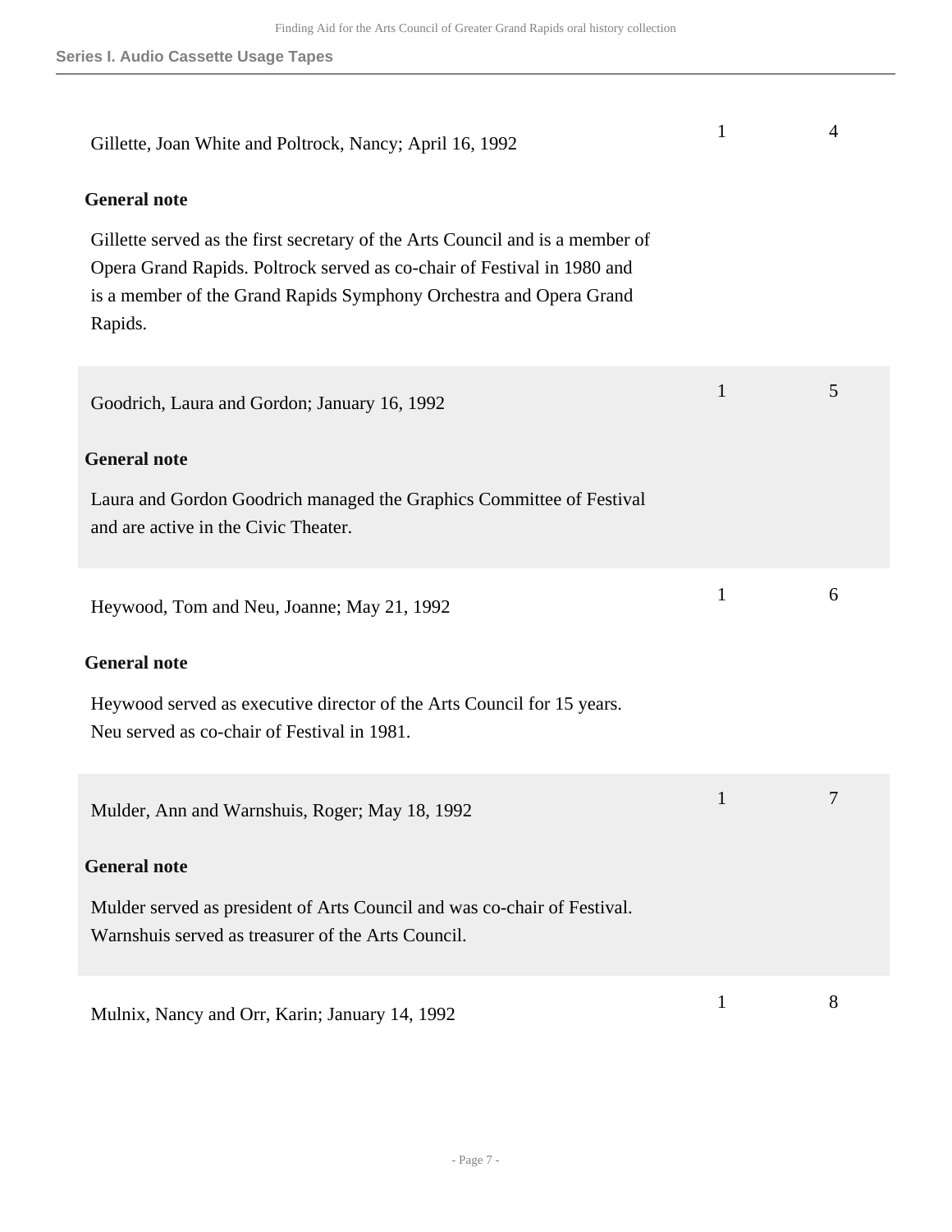## Series I. Audio Cassette Usage Tapes

| | Box | Folder |
|---|---|---|
| Gillette, Joan White and Poltrock, Nancy; April 16, 1992 | 1 | 4 |

**General note**

Gillette served as the first secretary of the Arts Council and is a member of Opera Grand Rapids. Poltrock served as co-chair of Festival in 1980 and is a member of the Grand Rapids Symphony Orchestra and Opera Grand Rapids.

| | Box | Folder |
|---|---|---|
| Goodrich, Laura and Gordon; January 16, 1992 | 1 | 5 |

**General note**

Laura and Gordon Goodrich managed the Graphics Committee of Festival and are active in the Civic Theater.

| | Box | Folder |
|---|---|---|
| Heywood, Tom and Neu, Joanne; May 21, 1992 | 1 | 6 |

**General note**

Heywood served as executive director of the Arts Council for 15 years. Neu served as co-chair of Festival in 1981.

| | Box | Folder |
|---|---|---|
| Mulder, Ann and Warnshuis, Roger; May 18, 1992 | 1 | 7 |

**General note**

Mulder served as president of Arts Council and was co-chair of Festival. Warnshuis served as treasurer of the Arts Council.

| | Box | Folder |
|---|---|---|
| Mulnix, Nancy and Orr, Karin; January 14, 1992 | 1 | 8 |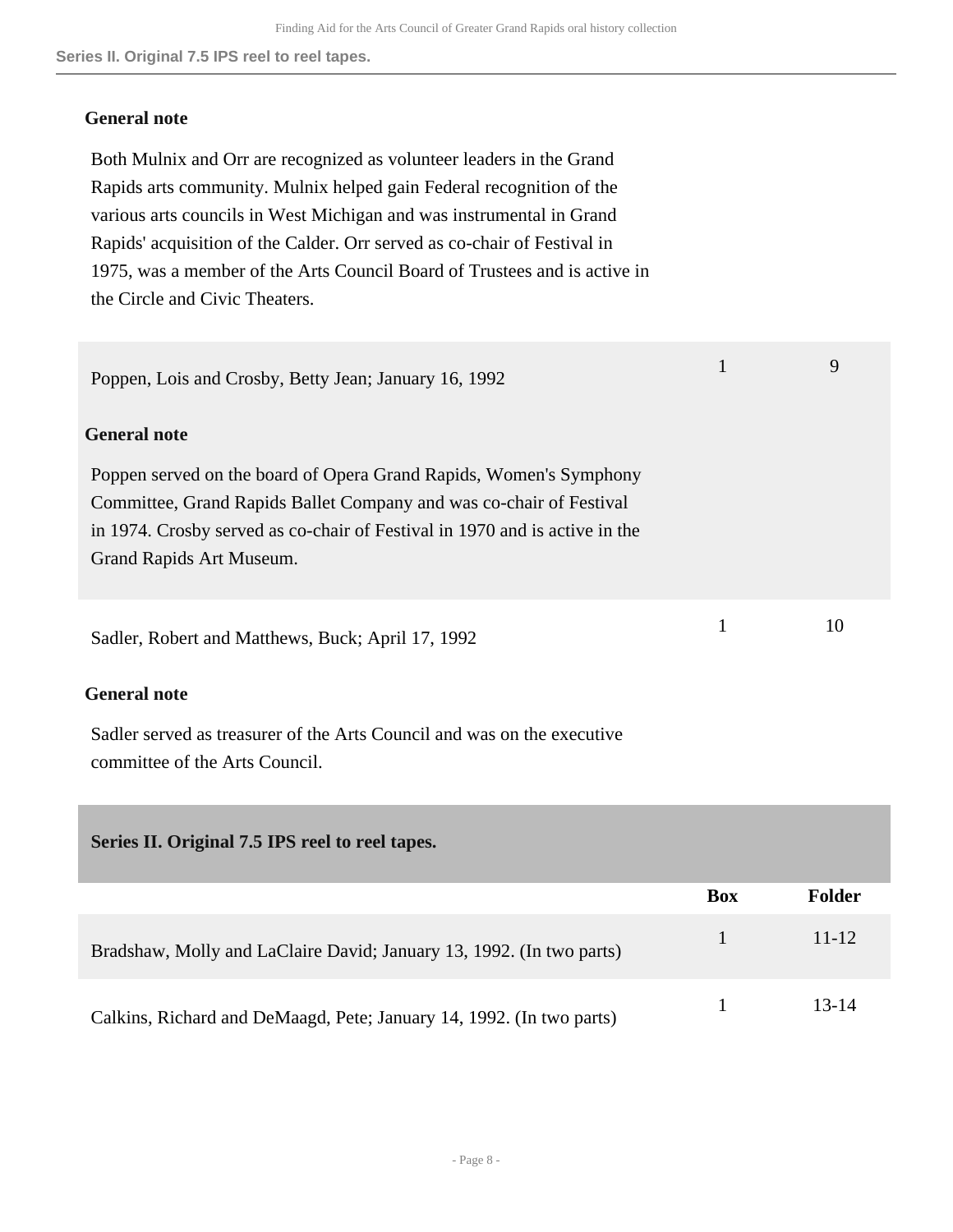**General note**

Both Mulnix and Orr are recognized as volunteer leaders in the Grand Rapids arts community. Mulnix helped gain Federal recognition of the various arts councils in West Michigan and was instrumental in Grand Rapids' acquisition of the Calder. Orr served as co-chair of Festival in 1975, was a member of the Arts Council Board of Trustees and is active in the Circle and Civic Theaters.

| | Box | Folder |
|---|---|---|
| Poppen, Lois and Crosby, Betty Jean; January 16, 1992 | 1 | 9 |

**General note**

Poppen served on the board of Opera Grand Rapids, Women's Symphony Committee, Grand Rapids Ballet Company and was co-chair of Festival in 1974. Crosby served as co-chair of Festival in 1970 and is active in the Grand Rapids Art Museum.

| | Box | Folder |
|---|---|---|
| Sadler, Robert and Matthews, Buck; April 17, 1992 | 1 | 10 |

**General note**

Sadler served as treasurer of the Arts Council and was on the executive committee of the Arts Council.

## Series II. Original 7.5 IPS reel to reel tapes.

| | Box | Folder |
|---|---|---|
| Bradshaw, Molly and LaClaire David; January 13, 1992. (In two parts) | 1 | 11-12 |
| Calkins, Richard and DeMaagd, Pete; January 14, 1992. (In two parts) | 1 | 13-14 |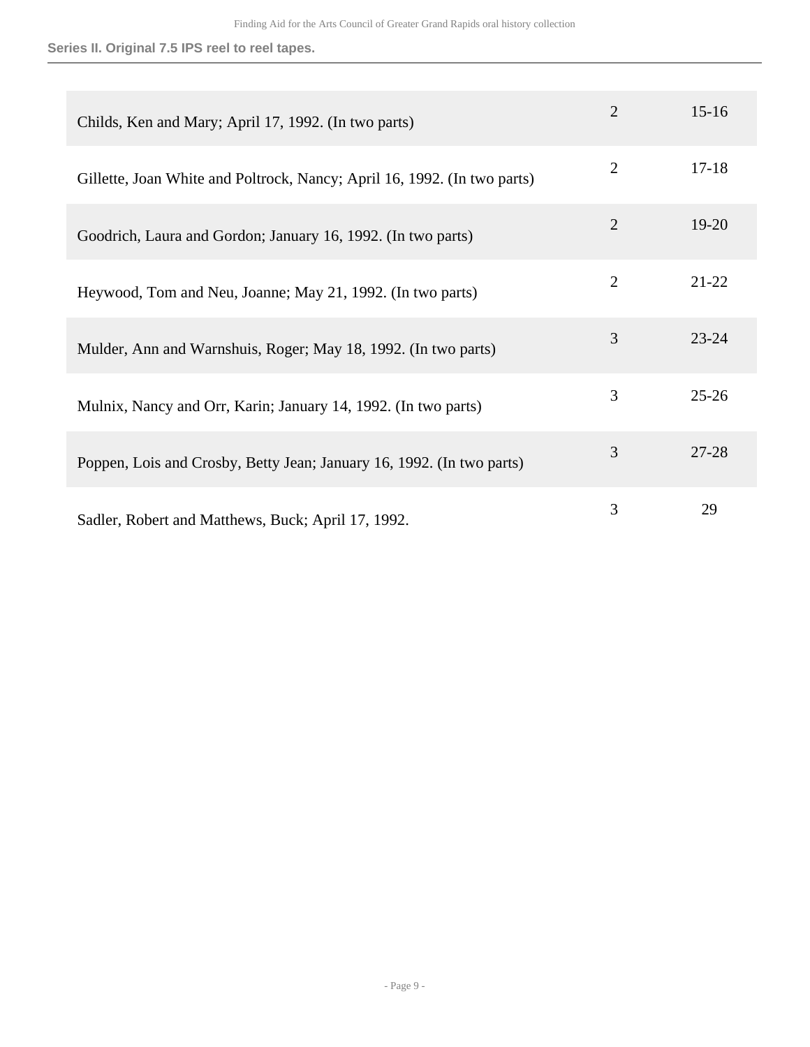| | | |
|---|---|---|
| Childs, Ken and Mary; April 17, 1992. (In two parts) | 2 | 15-16 |
| Gillette, Joan White and Poltrock, Nancy; April 16, 1992. (In two parts) | 2 | 17-18 |
| Goodrich, Laura and Gordon; January 16, 1992. (In two parts) | 2 | 19-20 |
| Heywood, Tom and Neu, Joanne; May 21, 1992. (In two parts) | 2 | 21-22 |
| Mulder, Ann and Warnshuis, Roger; May 18, 1992. (In two parts) | 3 | 23-24 |
| Mulnix, Nancy and Orr, Karin; January 14, 1992. (In two parts) | 3 | 25-26 |
| Poppen, Lois and Crosby, Betty Jean; January 16, 1992. (In two parts) | 3 | 27-28 |
| Sadler, Robert and Matthews, Buck; April 17, 1992. | 3 | 29 |